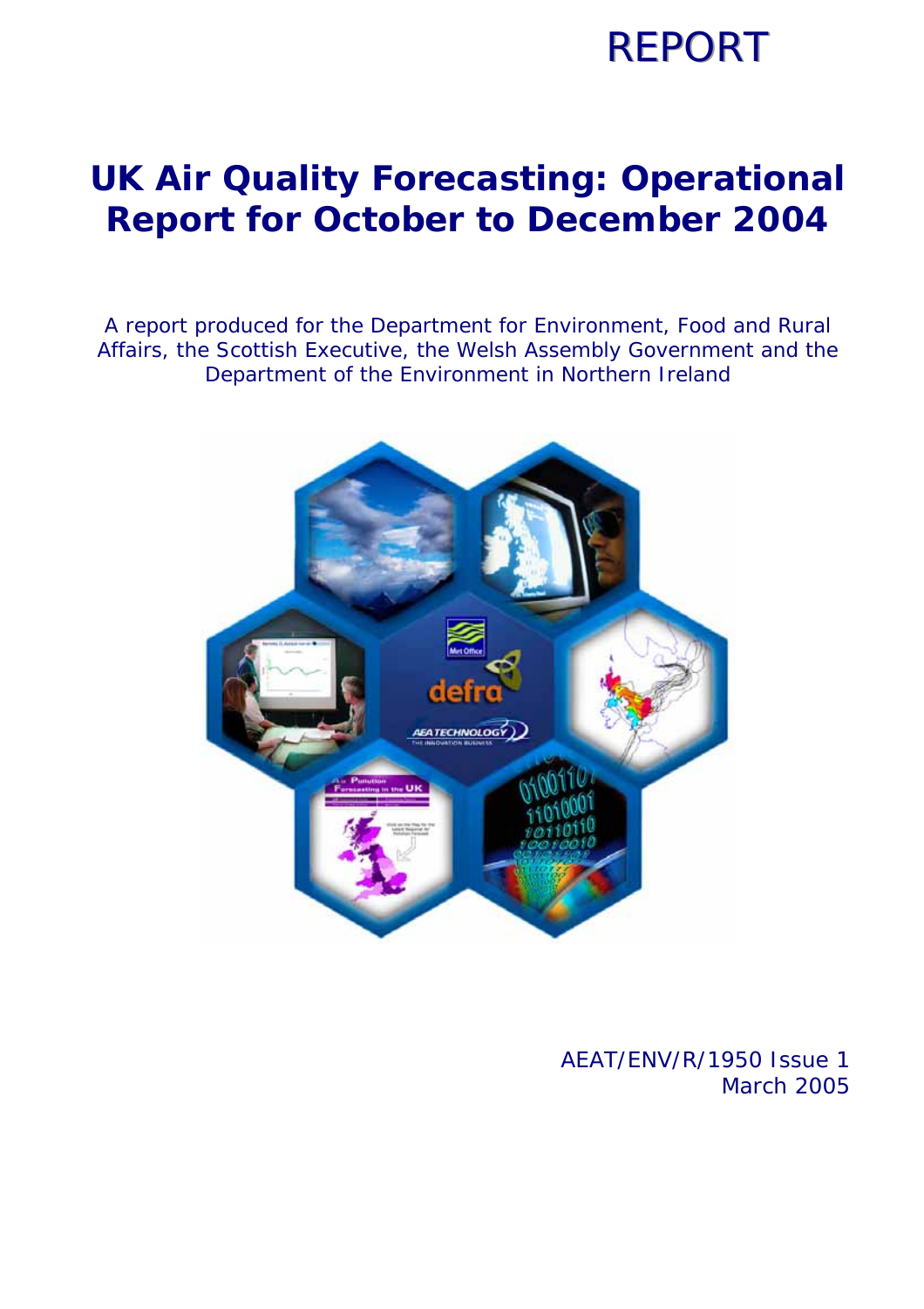REPORT

# UK Air Quality Forecasting: Operational Report for October to December 2004

A report produced for the Department for Environment, Food and Rural Affairs, the Scottish Executive, the Welsh Assembly Government and the Department of the Environment in Northern Ireland

AEAT/ENV/R/1950 Issue 1
March 2005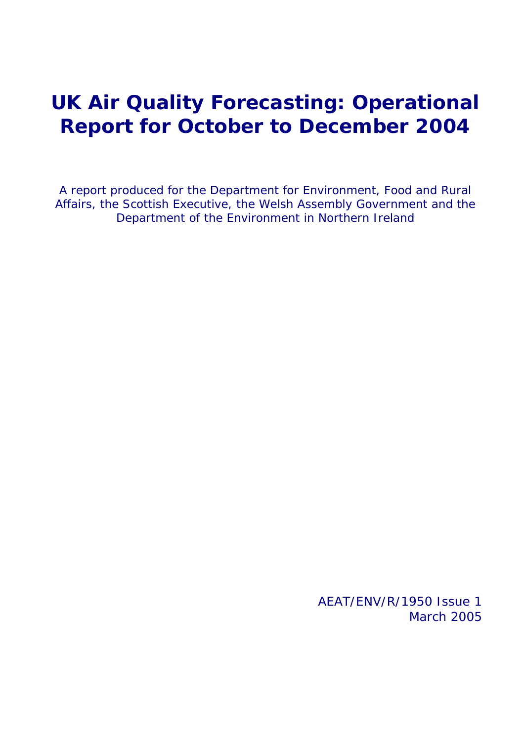# UK Air Quality Forecasting: Operational Report for October to December 2004

A report produced for the Department for Environment, Food and Rural Affairs, the Scottish Executive, the Welsh Assembly Government and the Department of the Environment in Northern Ireland

AEAT/ENV/R/1950 Issue 1
March 2005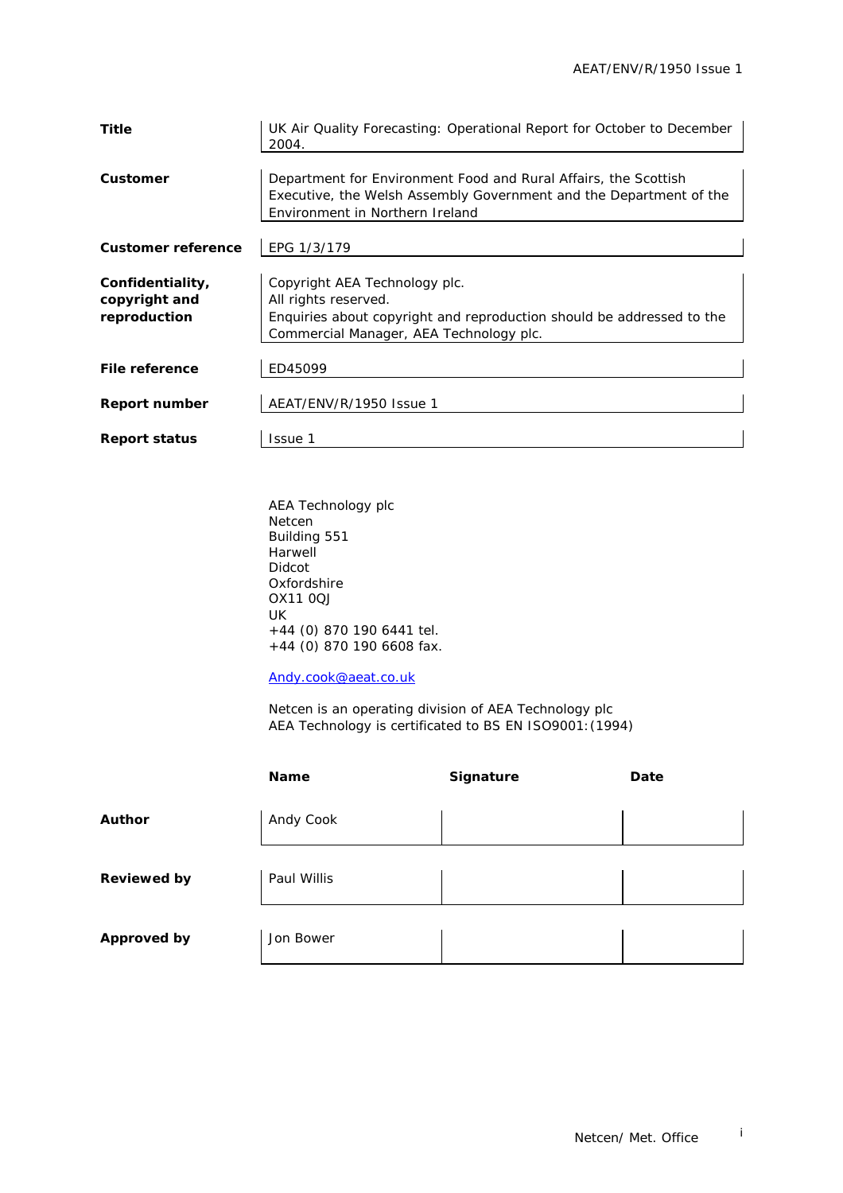| | |
|---|---|
| **Title** | UK Air Quality Forecasting: Operational Report for October to December 2004. |
| **Customer** | Department for Environment Food and Rural Affairs, the Scottish Executive, the Welsh Assembly Government and the Department of the Environment in Northern Ireland |
| **Customer reference** | EPG 1/3/179 |
| **Confidentiality, copyright and reproduction** | Copyright AEA Technology plc. All rights reserved. Enquiries about copyright and reproduction should be addressed to the Commercial Manager, AEA Technology plc. |
| **File reference** | ED45099 |
| **Report number** | AEAT/ENV/R/1950 Issue 1 |
| **Report status** | Issue 1 |

AEA Technology plc
Netcen
Building 551
Harwell
Didcot
Oxfordshire
OX11 0QJ
UK
+44 (0) 870 190 6441 tel.
+44 (0) 870 190 6608 fax.

Andy.cook@aeat.co.uk

Netcen is an operating division of AEA Technology plc
AEA Technology is certificated to BS EN ISO9001:(1994)

| | Name | Signature | Date |
|---|---|---|---|
| **Author** | Andy Cook | | |
| **Reviewed by** | Paul Willis | | |
| **Approved by** | Jon Bower | | |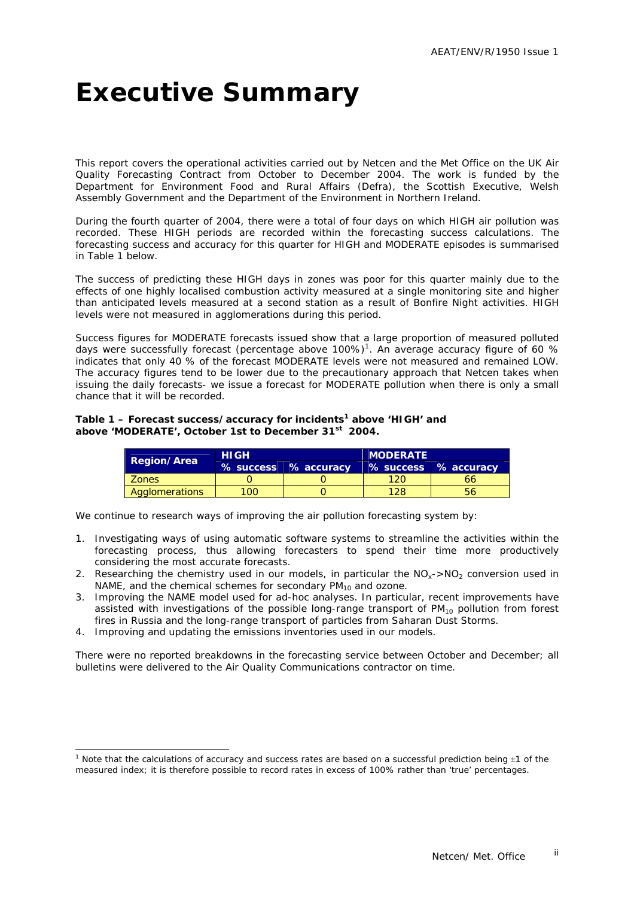# Executive Summary

This report covers the operational activities carried out by Netcen and the Met Office on the UK Air Quality Forecasting Contract from October to December 2004. The work is funded by the Department for Environment Food and Rural Affairs (Defra), the Scottish Executive, Welsh Assembly Government and the Department of the Environment in Northern Ireland.

During the fourth quarter of 2004, there were a total of four days on which HIGH air pollution was recorded. These HIGH periods are recorded within the forecasting success calculations. The forecasting success and accuracy for this quarter for HIGH and MODERATE episodes is summarised in Table 1 below.

The success of predicting these HIGH days in zones was poor for this quarter mainly due to the effects of one highly localised combustion activity measured at a single monitoring site and higher than anticipated levels measured at a second station as a result of Bonfire Night activities. HIGH levels were not measured in agglomerations during this period.

Success figures for MODERATE forecasts issued show that a large proportion of measured polluted days were successfully forecast (percentage above 100%)[1]. An average accuracy figure of 60 % indicates that only 40 % of the forecast MODERATE levels were not measured and remained LOW. The accuracy figures tend to be lower due to the precautionary approach that Netcen takes when issuing the daily forecasts- we issue a forecast for MODERATE pollution when there is only a small chance that it will be recorded.

**Table 1 – Forecast success/accuracy for incidents[1] above 'HIGH' and above 'MODERATE', October 1st to December 31st 2004.**

| Region/Area | HIGH | | MODERATE | |
|---|---|---|---|---|
| | % success | % accuracy | % success | % accuracy |
| Zones | 0 | 0 | 120 | 66 |
| Agglomerations | 100 | 0 | 128 | 56 |

We continue to research ways of improving the air pollution forecasting system by:

1. Investigating ways of using automatic software systems to streamline the activities within the forecasting process, thus allowing forecasters to spend their time more productively considering the most accurate forecasts.
2. Researching the chemistry used in our models, in particular the $NO_x$->$NO_2$ conversion used in NAME, and the chemical schemes for secondary $PM_{10}$ and ozone.
3. Improving the NAME model used for ad-hoc analyses. In particular, recent improvements have assisted with investigations of the possible long-range transport of $PM_{10}$ pollution from forest fires in Russia and the long-range transport of particles from Saharan Dust Storms.
4. Improving and updating the emissions inventories used in our models.

There were no reported breakdowns in the forecasting service between October and December; all bulletins were delivered to the Air Quality Communications contractor on time.

[1] Note that the calculations of accuracy and success rates are based on a successful prediction being ±1 of the measured index; it is therefore possible to record rates in excess of 100% rather than 'true' percentages.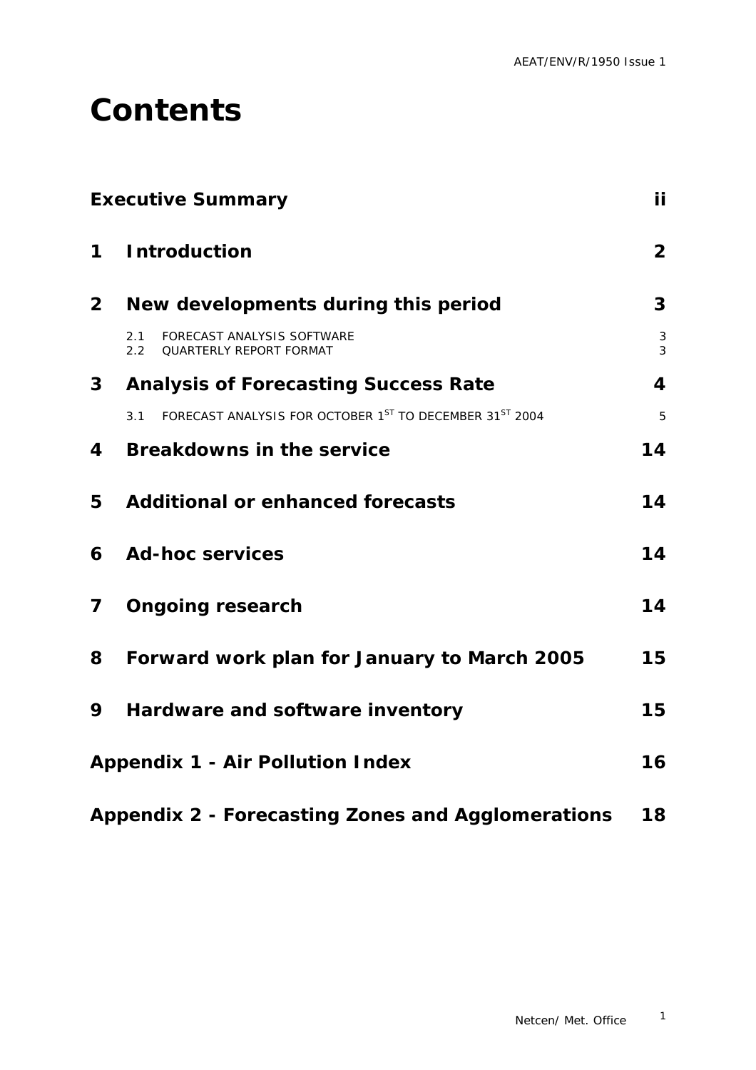# Contents

| | | |
|---|---|---|
| **Executive Summary** | | **ii** |
| **1** | **Introduction** | **2** |
| **2** | **New developments during this period** | **3** |
| | 2.1 FORECAST ANALYSIS SOFTWARE | 3 |
| | 2.2 QUARTERLY REPORT FORMAT | 3 |
| **3** | **Analysis of Forecasting Success Rate** | **4** |
| | 3.1 FORECAST ANALYSIS FOR OCTOBER 1ST TO DECEMBER 31ST 2004 | 5 |
| **4** | **Breakdowns in the service** | **14** |
| **5** | **Additional or enhanced forecasts** | **14** |
| **6** | **Ad-hoc services** | **14** |
| **7** | **Ongoing research** | **14** |
| **8** | **Forward work plan for January to March 2005** | **15** |
| **9** | **Hardware and software inventory** | **15** |
| **Appendix 1 - Air Pollution Index** | | **16** |
| **Appendix 2 - Forecasting Zones and Agglomerations** | | **18** |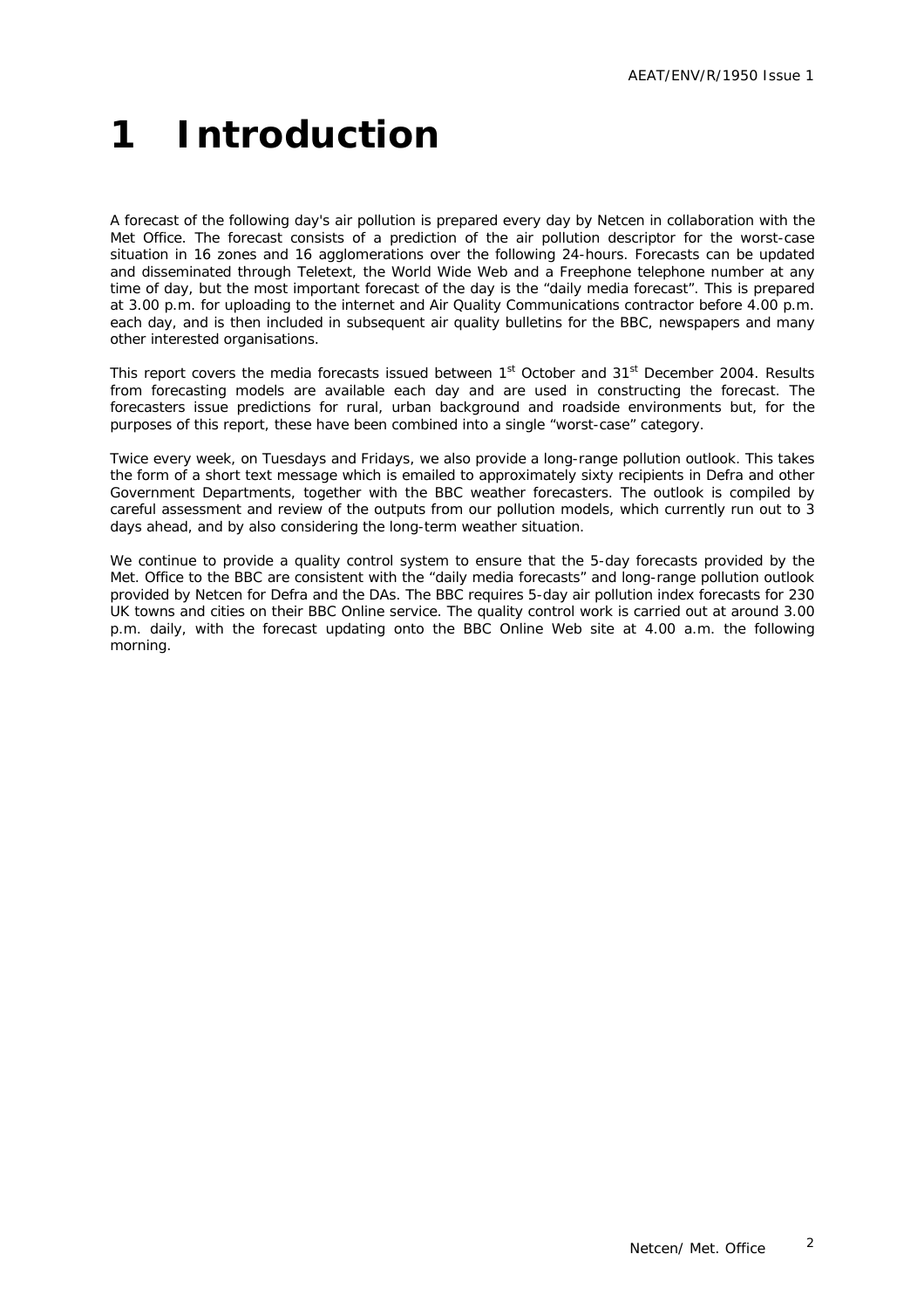# 1 Introduction

A forecast of the following day's air pollution is prepared every day by Netcen in collaboration with the Met Office. The forecast consists of a prediction of the air pollution descriptor for the worst-case situation in 16 zones and 16 agglomerations over the following 24-hours. Forecasts can be updated and disseminated through Teletext, the World Wide Web and a Freephone telephone number at any time of day, but the most important forecast of the day is the "daily media forecast". This is prepared at 3.00 p.m. for uploading to the internet and Air Quality Communications contractor before 4.00 p.m. each day, and is then included in subsequent air quality bulletins for the BBC, newspapers and many other interested organisations.

This report covers the media forecasts issued between 1st October and 31st December 2004. Results from forecasting models are available each day and are used in constructing the forecast. The forecasters issue predictions for rural, urban background and roadside environments but, for the purposes of this report, these have been combined into a single "worst-case" category.

Twice every week, on Tuesdays and Fridays, we also provide a long-range pollution outlook. This takes the form of a short text message which is emailed to approximately sixty recipients in Defra and other Government Departments, together with the BBC weather forecasters. The outlook is compiled by careful assessment and review of the outputs from our pollution models, which currently run out to 3 days ahead, and by also considering the long-term weather situation.

We continue to provide a quality control system to ensure that the 5-day forecasts provided by the Met. Office to the BBC are consistent with the "daily media forecasts" and long-range pollution outlook provided by Netcen for Defra and the DAs. The BBC requires 5-day air pollution index forecasts for 230 UK towns and cities on their BBC Online service. The quality control work is carried out at around 3.00 p.m. daily, with the forecast updating onto the BBC Online Web site at 4.00 a.m. the following morning.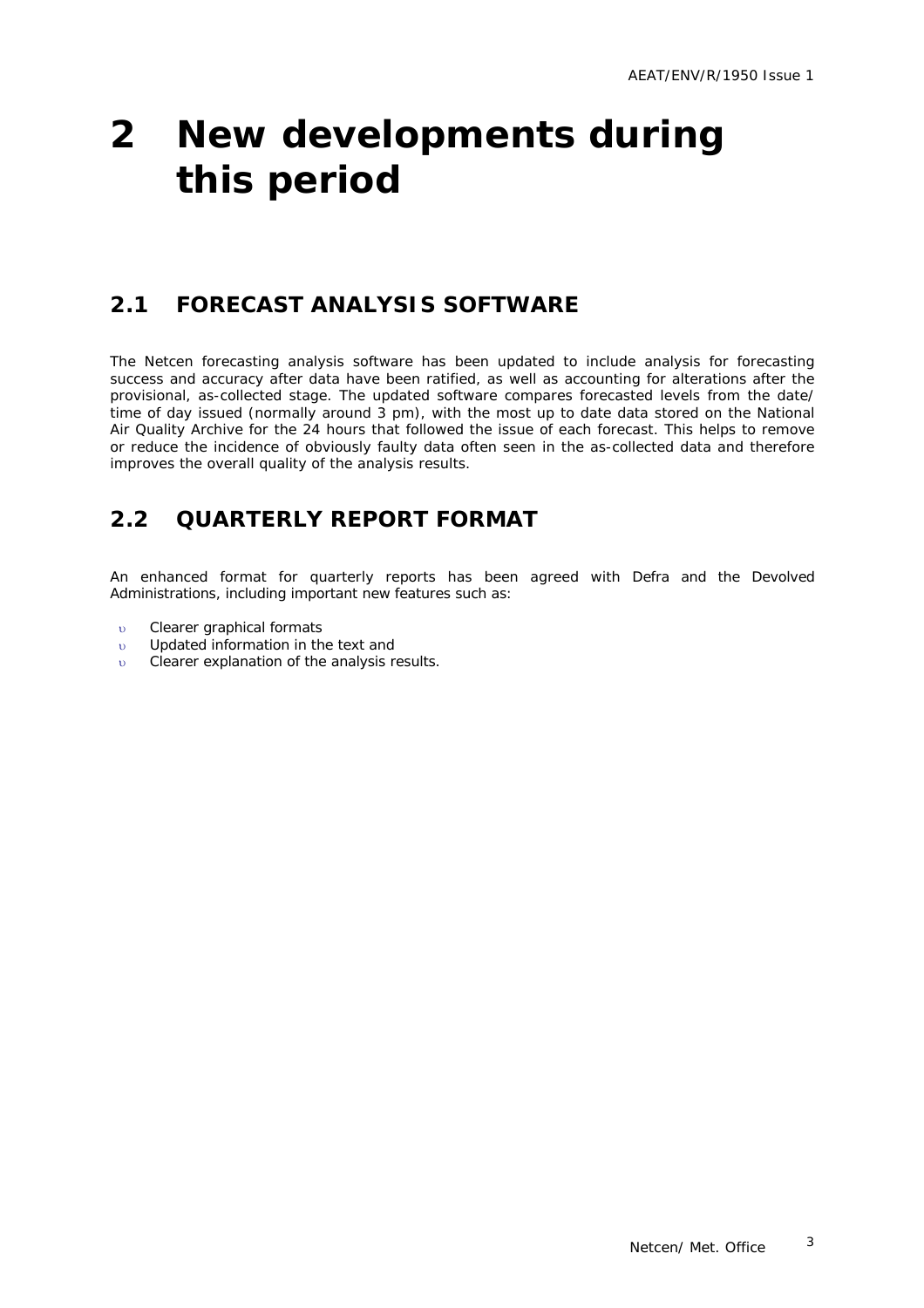# 2 New developments during this period

## 2.1 FORECAST ANALYSIS SOFTWARE

The Netcen forecasting analysis software has been updated to include analysis for forecasting success and accuracy after data have been ratified, as well as accounting for alterations after the provisional, as-collected stage. The updated software compares forecasted levels from the date/ time of day issued (normally around 3 pm), with the most up to date data stored on the National Air Quality Archive for the 24 hours that followed the issue of each forecast. This helps to remove or reduce the incidence of obviously faulty data often seen in the as-collected data and therefore improves the overall quality of the analysis results.

## 2.2 QUARTERLY REPORT FORMAT

An enhanced format for quarterly reports has been agreed with Defra and the Devolved Administrations, including important new features such as:

- Clearer graphical formats
- Updated information in the text and
- Clearer explanation of the analysis results.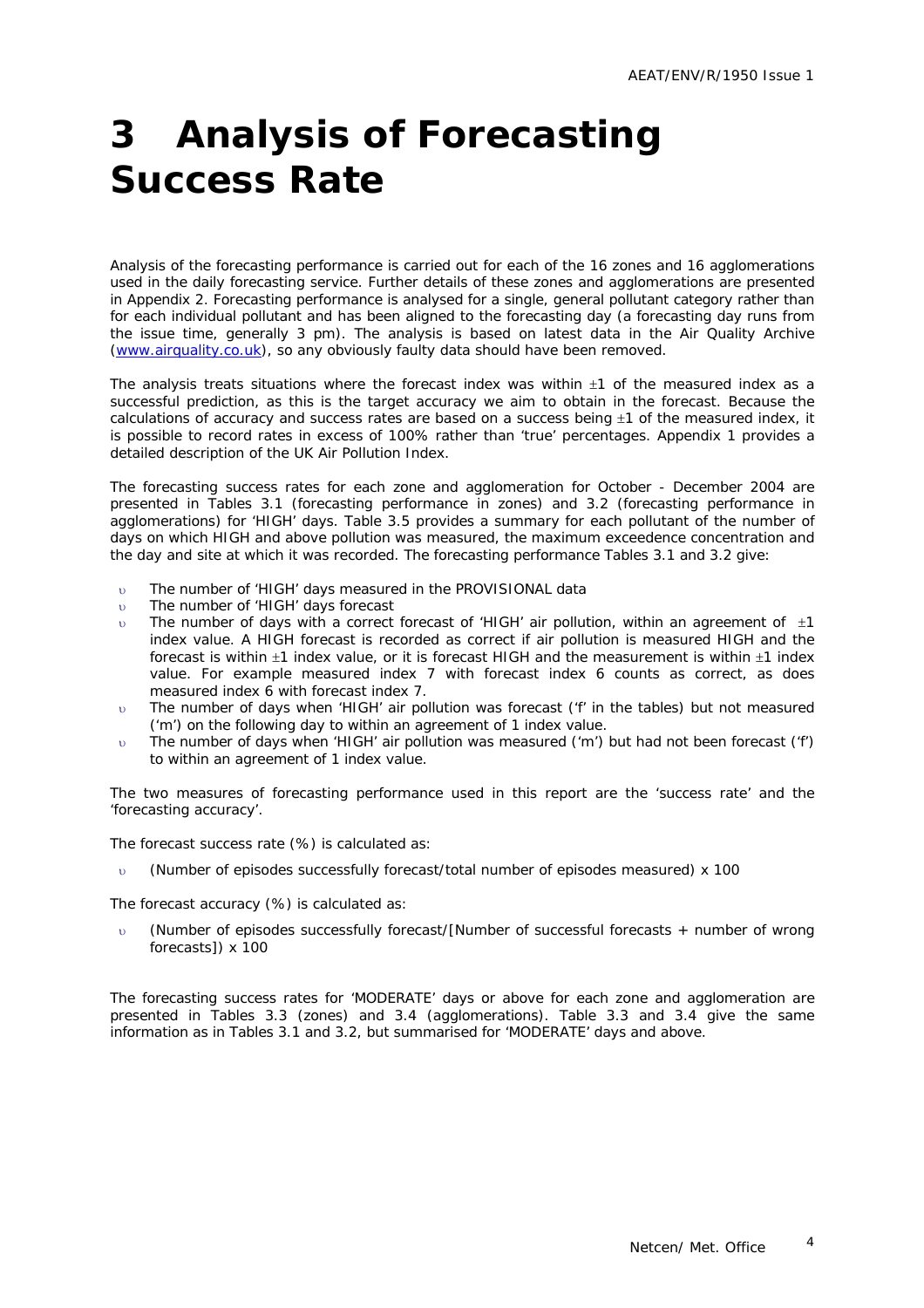# 3 Analysis of Forecasting Success Rate

Analysis of the forecasting performance is carried out for each of the 16 zones and 16 agglomerations used in the daily forecasting service. Further details of these zones and agglomerations are presented in Appendix 2. Forecasting performance is analysed for a single, general pollutant category rather than for each individual pollutant and has been aligned to the forecasting day (a forecasting day runs from the issue time, generally 3 pm). The analysis is based on latest data in the Air Quality Archive (www.airquality.co.uk), so any obviously faulty data should have been removed.

The analysis treats situations where the forecast index was within ±1 of the measured index as a successful prediction, as this is the target accuracy we aim to obtain in the forecast. Because the calculations of accuracy and success rates are based on a success being ±1 of the measured index, it is possible to record rates in excess of 100% rather than 'true' percentages. Appendix 1 provides a detailed description of the UK Air Pollution Index.

The forecasting success rates for each zone and agglomeration for October - December 2004 are presented in Tables 3.1 (forecasting performance in zones) and 3.2 (forecasting performance in agglomerations) for 'HIGH' days. Table 3.5 provides a summary for each pollutant of the number of days on which HIGH and above pollution was measured, the maximum exceedence concentration and the day and site at which it was recorded. The forecasting performance Tables 3.1 and 3.2 give:

- The number of 'HIGH' days measured in the PROVISIONAL data
- The number of 'HIGH' days forecast
- The number of days with a correct forecast of 'HIGH' air pollution, within an agreement of ±1 index value. A HIGH forecast is recorded as correct if air pollution is measured HIGH and the forecast is within ±1 index value, or it is forecast HIGH and the measurement is within ±1 index value. For example measured index 7 with forecast index 6 counts as correct, as does measured index 6 with forecast index 7.
- The number of days when 'HIGH' air pollution was forecast ('f' in the tables) but not measured ('m') on the following day to within an agreement of 1 index value.
- The number of days when 'HIGH' air pollution was measured ('m') but had not been forecast ('f') to within an agreement of 1 index value.

The two measures of forecasting performance used in this report are the 'success rate' and the 'forecasting accuracy'.

The forecast success rate (%) is calculated as:

- (Number of episodes successfully forecast/total number of episodes measured) x 100

The forecast accuracy (%) is calculated as:

- (Number of episodes successfully forecast/[Number of successful forecasts + number of wrong forecasts]) x 100

The forecasting success rates for 'MODERATE' days or above for each zone and agglomeration are presented in Tables 3.3 (zones) and 3.4 (agglomerations). Table 3.3 and 3.4 give the same information as in Tables 3.1 and 3.2, but summarised for 'MODERATE' days and above.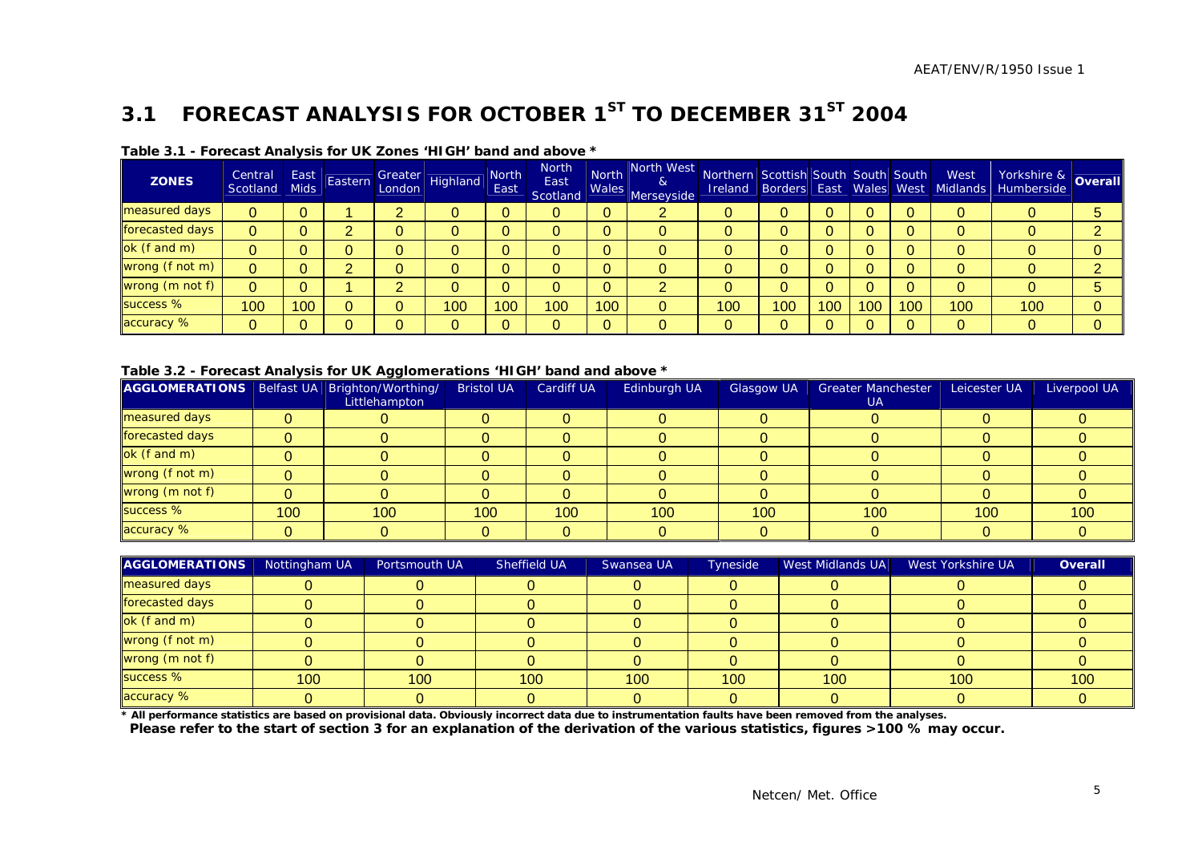## 3.1 FORECAST ANALYSIS FOR OCTOBER 1$^{ST}$ TO DECEMBER 31$^{ST}$ 2004

**Table 3.1 - Forecast Analysis for UK Zones 'HIGH' band and above ***

| ZONES | Central Scotland | East Mids | Eastern | Greater London | Highland | North East | North East Scotland | North Wales | North West & Merseyside | Northern Ireland | Scottish Borders | South East | South Wales | South West | West Midlands | Yorkshire & Humberside | Overall |
|---|---|---|---|---|---|---|---|---|---|---|---|---|---|---|---|---|---|
| measured days | 0 | 0 | 1 | 2 | 0 | 0 | 0 | 0 | 2 | 0 | 0 | 0 | 0 | 0 | 0 | 0 | 5 |
| forecasted days | 0 | 0 | 2 | 0 | 0 | 0 | 0 | 0 | 0 | 0 | 0 | 0 | 0 | 0 | 0 | 0 | 2 |
| ok (f and m) | 0 | 0 | 0 | 0 | 0 | 0 | 0 | 0 | 0 | 0 | 0 | 0 | 0 | 0 | 0 | 0 | 0 |
| wrong (f not m) | 0 | 0 | 2 | 0 | 0 | 0 | 0 | 0 | 0 | 0 | 0 | 0 | 0 | 0 | 0 | 0 | 2 |
| wrong (m not f) | 0 | 0 | 1 | 2 | 0 | 0 | 0 | 0 | 2 | 0 | 0 | 0 | 0 | 0 | 0 | 0 | 5 |
| success % | 100 | 100 | 0 | 0 | 100 | 100 | 100 | 100 | 0 | 100 | 100 | 100 | 100 | 100 | 100 | 100 | 0 |
| accuracy % | 0 | 0 | 0 | 0 | 0 | 0 | 0 | 0 | 0 | 0 | 0 | 0 | 0 | 0 | 0 | 0 | 0 |

**Table 3.2 - Forecast Analysis for UK Agglomerations 'HIGH' band and above ***

| AGGLOMERATIONS | Belfast UA | Brighton/Worthing/ Littlehampton | Bristol UA | Cardiff UA | Edinburgh UA | Glasgow UA | Greater Manchester UA | Leicester UA | Liverpool UA |
|---|---|---|---|---|---|---|---|---|---|
| measured days | 0 | 0 | 0 | 0 | 0 | 0 | 0 | 0 | 0 |
| forecasted days | 0 | 0 | 0 | 0 | 0 | 0 | 0 | 0 | 0 |
| ok (f and m) | 0 | 0 | 0 | 0 | 0 | 0 | 0 | 0 | 0 |
| wrong (f not m) | 0 | 0 | 0 | 0 | 0 | 0 | 0 | 0 | 0 |
| wrong (m not f) | 0 | 0 | 0 | 0 | 0 | 0 | 0 | 0 | 0 |
| success % | 100 | 100 | 100 | 100 | 100 | 100 | 100 | 100 | 100 |
| accuracy % | 0 | 0 | 0 | 0 | 0 | 0 | 0 | 0 | 0 |

| AGGLOMERATIONS | Nottingham UA | Portsmouth UA | Sheffield UA | Swansea UA | Tyneside | West Midlands UA | West Yorkshire UA | Overall |
|---|---|---|---|---|---|---|---|---|
| measured days | 0 | 0 | 0 | 0 | 0 | 0 | 0 | 0 |
| forecasted days | 0 | 0 | 0 | 0 | 0 | 0 | 0 | 0 |
| ok (f and m) | 0 | 0 | 0 | 0 | 0 | 0 | 0 | 0 |
| wrong (f not m) | 0 | 0 | 0 | 0 | 0 | 0 | 0 | 0 |
| wrong (m not f) | 0 | 0 | 0 | 0 | 0 | 0 | 0 | 0 |
| success % | 100 | 100 | 100 | 100 | 100 | 100 | 100 | 100 |
| accuracy % | 0 | 0 | 0 | 0 | 0 | 0 | 0 | 0 |

**\* All performance statistics are based on provisional data. Obviously incorrect data due to instrumentation faults have been removed from the analyses.**
**Please refer to the start of section 3 for an explanation of the derivation of the various statistics, figures >100 % may occur.**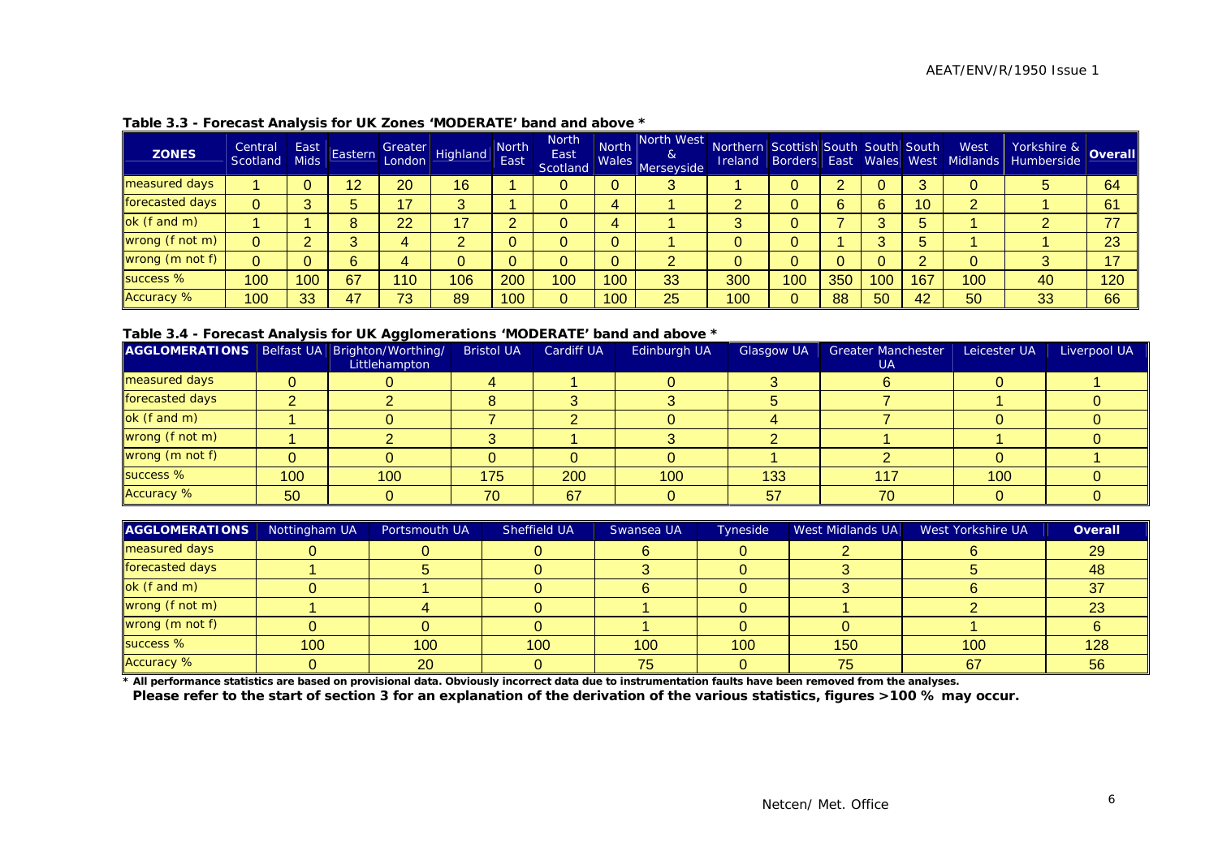**Table 3.3 - Forecast Analysis for UK Zones 'MODERATE' band and above ***

| ZONES | Central Scotland | East Mids | Eastern | Greater London | Highland | North East | North East Scotland | North Wales | North West & Merseyside | Northern Ireland | Scottish Borders | South East | South Wales | South West | West Midlands | Yorkshire & Humberside | Overall |
|---|---|---|---|---|---|---|---|---|---|---|---|---|---|---|---|---|---|
| measured days | 1 | 0 | 12 | 20 | 16 | 1 | 0 | 0 | 3 | 1 | 0 | 2 | 0 | 3 | 0 | 5 | 64 |
| forecasted days | 0 | 3 | 5 | 17 | 3 | 1 | 0 | 4 | 1 | 2 | 0 | 6 | 6 | 10 | 2 | 1 | 61 |
| ok (f and m) | 1 | 1 | 8 | 22 | 17 | 2 | 0 | 4 | 1 | 3 | 0 | 7 | 3 | 5 | 1 | 2 | 77 |
| wrong (f not m) | 0 | 2 | 3 | 4 | 2 | 0 | 0 | 0 | 1 | 0 | 0 | 1 | 3 | 5 | 1 | 1 | 23 |
| wrong (m not f) | 0 | 0 | 6 | 4 | 0 | 0 | 0 | 0 | 2 | 0 | 0 | 0 | 0 | 2 | 0 | 3 | 17 |
| success % | 100 | 100 | 67 | 110 | 106 | 200 | 100 | 100 | 33 | 300 | 100 | 350 | 100 | 167 | 100 | 40 | 120 |
| Accuracy % | 100 | 33 | 47 | 73 | 89 | 100 | 0 | 100 | 25 | 100 | 0 | 88 | 50 | 42 | 50 | 33 | 66 |

**Table 3.4 - Forecast Analysis for UK Agglomerations 'MODERATE' band and above ***

| AGGLOMERATIONS | Belfast UA | Brighton/Worthing/ Littlehampton | Bristol UA | Cardiff UA | Edinburgh UA | Glasgow UA | Greater Manchester UA | Leicester UA | Liverpool UA |
|---|---|---|---|---|---|---|---|---|---|
| measured days | 0 | 0 | 4 | 1 | 0 | 3 | 6 | 0 | 1 |
| forecasted days | 2 | 2 | 8 | 3 | 3 | 5 | 7 | 1 | 0 |
| ok (f and m) | 1 | 0 | 7 | 2 | 0 | 4 | 7 | 0 | 0 |
| wrong (f not m) | 1 | 2 | 3 | 1 | 3 | 2 | 1 | 1 | 0 |
| wrong (m not f) | 0 | 0 | 0 | 0 | 0 | 1 | 2 | 0 | 1 |
| success % | 100 | 100 | 175 | 200 | 100 | 133 | 117 | 100 | 0 |
| Accuracy % | 50 | 0 | 70 | 67 | 0 | 57 | 70 | 0 | 0 |

| AGGLOMERATIONS | Nottingham UA | Portsmouth UA | Sheffield UA | Swansea UA | Tyneside | West Midlands UA | West Yorkshire UA | Overall |
|---|---|---|---|---|---|---|---|---|
| measured days | 0 | 0 | 0 | 6 | 0 | 2 | 6 | 29 |
| forecasted days | 1 | 5 | 0 | 3 | 0 | 3 | 5 | 48 |
| ok (f and m) | 0 | 1 | 0 | 6 | 0 | 3 | 6 | 37 |
| wrong (f not m) | 1 | 4 | 0 | 1 | 0 | 1 | 2 | 23 |
| wrong (m not f) | 0 | 0 | 0 | 1 | 0 | 0 | 1 | 6 |
| success % | 100 | 100 | 100 | 100 | 100 | 150 | 100 | 128 |
| Accuracy % | 0 | 20 | 0 | 75 | 0 | 75 | 67 | 56 |

**\* All performance statistics are based on provisional data. Obviously incorrect data due to instrumentation faults have been removed from the analyses.**
**Please refer to the start of section 3 for an explanation of the derivation of the various statistics, figures >100 % may occur.**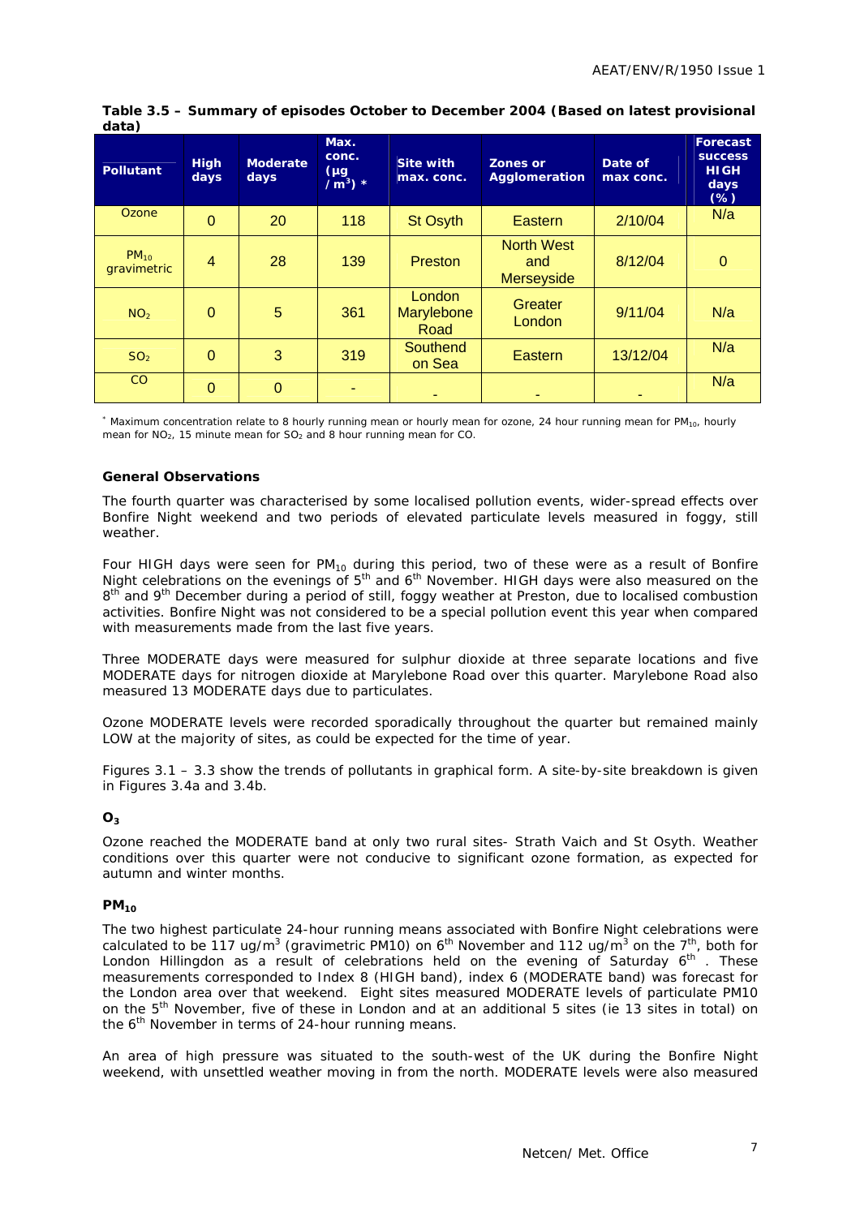**Table 3.5 – Summary of episodes October to December 2004 (Based on latest provisional data)**

| Pollutant | High days | Moderate days | Max. conc. (µg /m$^3$) * | Site with max. conc. | Zones or Agglomeration | Date of max conc. | Forecast success HIGH days (%) |
|---|---|---|---|---|---|---|---|
| Ozone | 0 | 20 | 118 | St Osyth | Eastern | 2/10/04 | N/a |
| $PM_{10}$ gravimetric | 4 | 28 | 139 | Preston | North West and Merseyside | 8/12/04 | 0 |
| $NO_2$ | 0 | 5 | 361 | London Marylebone Road | Greater London | 9/11/04 | N/a |
| $SO_2$ | 0 | 3 | 319 | Southend on Sea | Eastern | 13/12/04 | N/a |
| CO | 0 | 0 | - | - | - | - | N/a |

* Maximum concentration relate to 8 hourly running mean or hourly mean for ozone, 24 hour running mean for $PM_{10}$, hourly mean for $NO_2$, 15 minute mean for $SO_2$ and 8 hour running mean for CO.

### General Observations

The fourth quarter was characterised by some localised pollution events, wider-spread effects over Bonfire Night weekend and two periods of elevated particulate levels measured in foggy, still weather.

Four HIGH days were seen for $PM_{10}$ during this period, two of these were as a result of Bonfire Night celebrations on the evenings of 5th and 6th November. HIGH days were also measured on the 8th and 9th December during a period of still, foggy weather at Preston, due to localised combustion activities. Bonfire Night was not considered to be a special pollution event this year when compared with measurements made from the last five years.

Three MODERATE days were measured for sulphur dioxide at three separate locations and five MODERATE days for nitrogen dioxide at Marylebone Road over this quarter. Marylebone Road also measured 13 MODERATE days due to particulates.

Ozone MODERATE levels were recorded sporadically throughout the quarter but remained mainly LOW at the majority of sites, as could be expected for the time of year.

Figures 3.1 – 3.3 show the trends of pollutants in graphical form. A site-by-site breakdown is given in Figures 3.4a and 3.4b.

### $O_3$

Ozone reached the MODERATE band at only two rural sites- Strath Vaich and St Osyth. Weather conditions over this quarter were not conducive to significant ozone formation, as expected for autumn and winter months.

### $PM_{10}$

The two highest particulate 24-hour running means associated with Bonfire Night celebrations were calculated to be 117 ug/m$^3$ (gravimetric PM10) on 6th November and 112 ug/m$^3$ on the 7th, both for London Hillingdon as a result of celebrations held on the evening of Saturday 6th . These measurements corresponded to Index 8 (HIGH band), index 6 (MODERATE band) was forecast for the London area over that weekend. Eight sites measured MODERATE levels of particulate PM10 on the 5th November, five of these in London and at an additional 5 sites (ie 13 sites in total) on the 6th November in terms of 24-hour running means.

An area of high pressure was situated to the south-west of the UK during the Bonfire Night weekend, with unsettled weather moving in from the north. MODERATE levels were also measured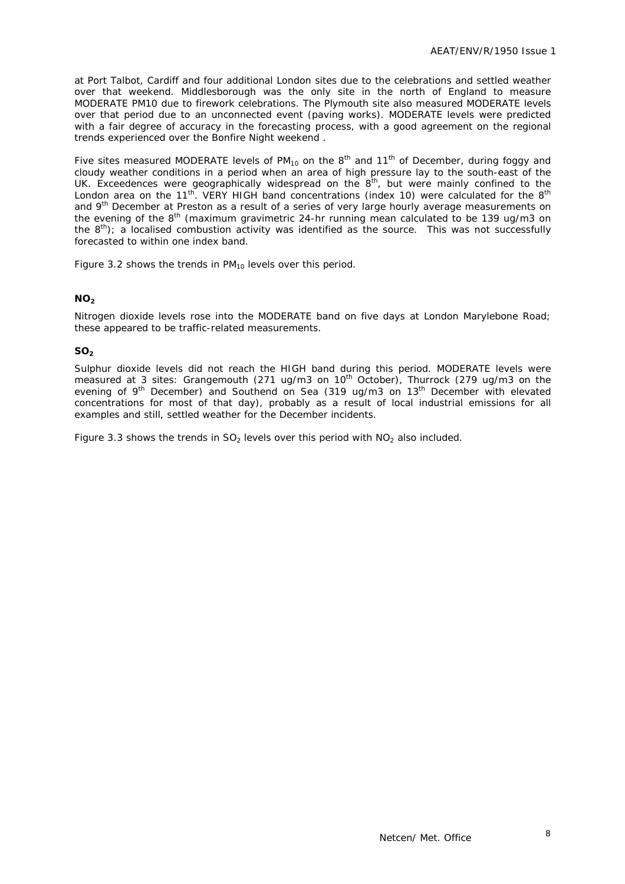at Port Talbot, Cardiff and four additional London sites due to the celebrations and settled weather over that weekend. Middlesborough was the only site in the north of England to measure MODERATE PM10 due to firework celebrations. The Plymouth site also measured MODERATE levels over that period due to an unconnected event (paving works). MODERATE levels were predicted with a fair degree of accuracy in the forecasting process, with a good agreement on the regional trends experienced over the Bonfire Night weekend .

Five sites measured MODERATE levels of $PM_{10}$ on the 8th and 11th of December, during foggy and cloudy weather conditions in a period when an area of high pressure lay to the south-east of the UK. Exceedences were geographically widespread on the 8th, but were mainly confined to the London area on the 11th. VERY HIGH band concentrations (index 10) were calculated for the 8th and 9th December at Preston as a result of a series of very large hourly average measurements on the evening of the 8th (maximum gravimetric 24-hr running mean calculated to be 139 ug/m3 on the 8th); a localised combustion activity was identified as the source. This was not successfully forecasted to within one index band.

Figure 3.2 shows the trends in $PM_{10}$ levels over this period.

### $NO_2$

Nitrogen dioxide levels rose into the MODERATE band on five days at London Marylebone Road; these appeared to be traffic-related measurements.

### $SO_2$

Sulphur dioxide levels did not reach the HIGH band during this period. MODERATE levels were measured at 3 sites: Grangemouth (271 ug/m3 on 10th October), Thurrock (279 ug/m3 on the evening of 9th December) and Southend on Sea (319 ug/m3 on 13th December with elevated concentrations for most of that day), probably as a result of local industrial emissions for all examples and still, settled weather for the December incidents.

Figure 3.3 shows the trends in $SO_2$ levels over this period with $NO_2$ also included.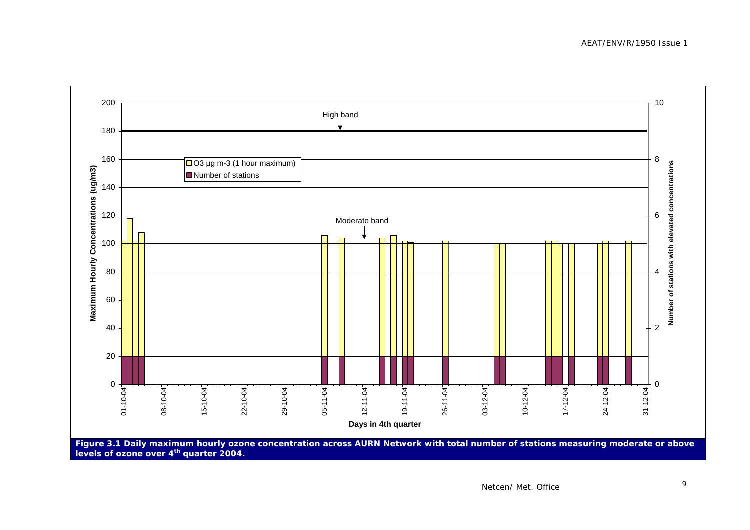**Figure 3.1 Daily maximum hourly ozone concentration across AURN Network with total number of stations measuring moderate or above levels of ozone over 4th quarter 2004.**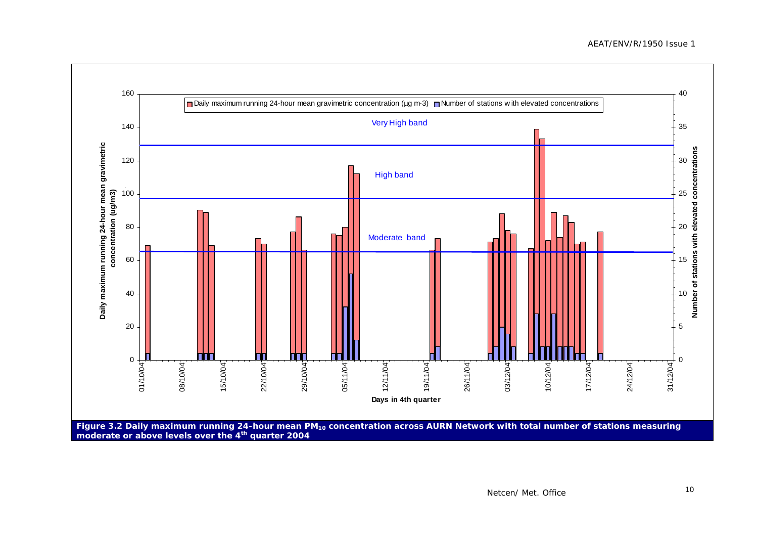Figure 3.2 Daily maximum running 24-hour mean $PM_{10}$ concentration across AURN Network with total number of stations measuring moderate or above levels over the 4th quarter 2004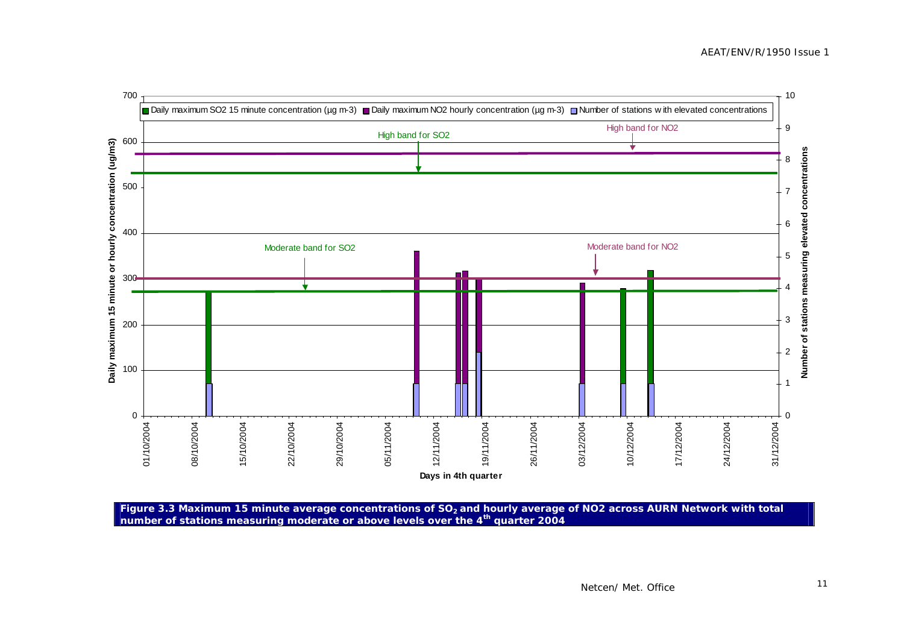**Figure 3.3 Maximum 15 minute average concentrations of $SO_2$ and hourly average of NO2 across AURN Network with total number of stations measuring moderate or above levels over the 4th quarter 2004**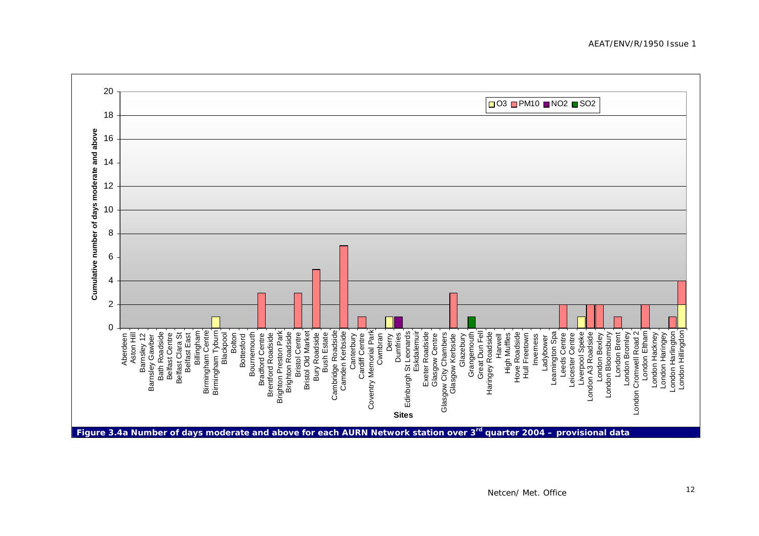**Figure 3.4a Number of days moderate and above for each AURN Network station over 3rd quarter 2004 – provisional data**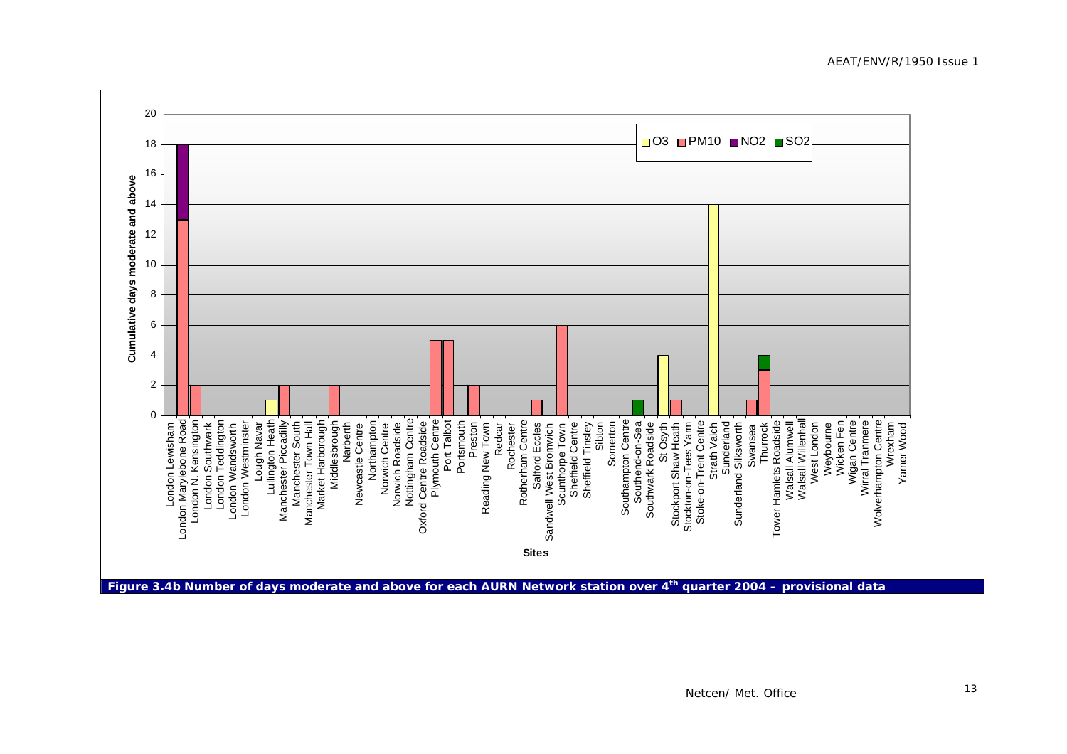**Figure 3.4b Number of days moderate and above for each AURN Network station over 4th quarter 2004 – provisional data**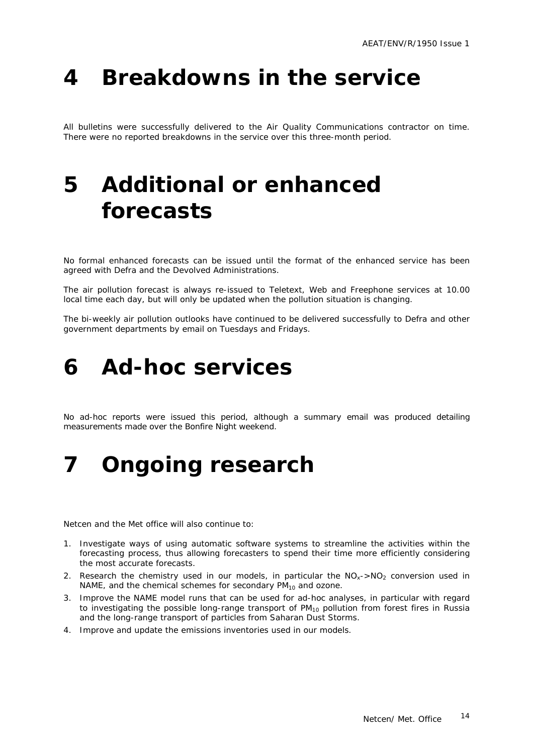# 4 Breakdowns in the service

All bulletins were successfully delivered to the Air Quality Communications contractor on time. There were no reported breakdowns in the service over this three-month period.

# 5 Additional or enhanced forecasts

No formal enhanced forecasts can be issued until the format of the enhanced service has been agreed with Defra and the Devolved Administrations.

The air pollution forecast is always re-issued to Teletext, Web and Freephone services at 10.00 local time each day, but will only be updated when the pollution situation is changing.

The bi-weekly air pollution outlooks have continued to be delivered successfully to Defra and other government departments by email on Tuesdays and Fridays.

# 6 Ad-hoc services

No ad-hoc reports were issued this period, although a summary email was produced detailing measurements made over the Bonfire Night weekend.

# 7 Ongoing research

Netcen and the Met office will also continue to:

1. Investigate ways of using automatic software systems to streamline the activities within the forecasting process, thus allowing forecasters to spend their time more efficiently considering the most accurate forecasts.
2. Research the chemistry used in our models, in particular the $NO_x$->$NO_2$ conversion used in NAME, and the chemical schemes for secondary $PM_{10}$ and ozone.
3. Improve the NAME model runs that can be used for ad-hoc analyses, in particular with regard to investigating the possible long-range transport of $PM_{10}$ pollution from forest fires in Russia and the long-range transport of particles from Saharan Dust Storms.
4. Improve and update the emissions inventories used in our models.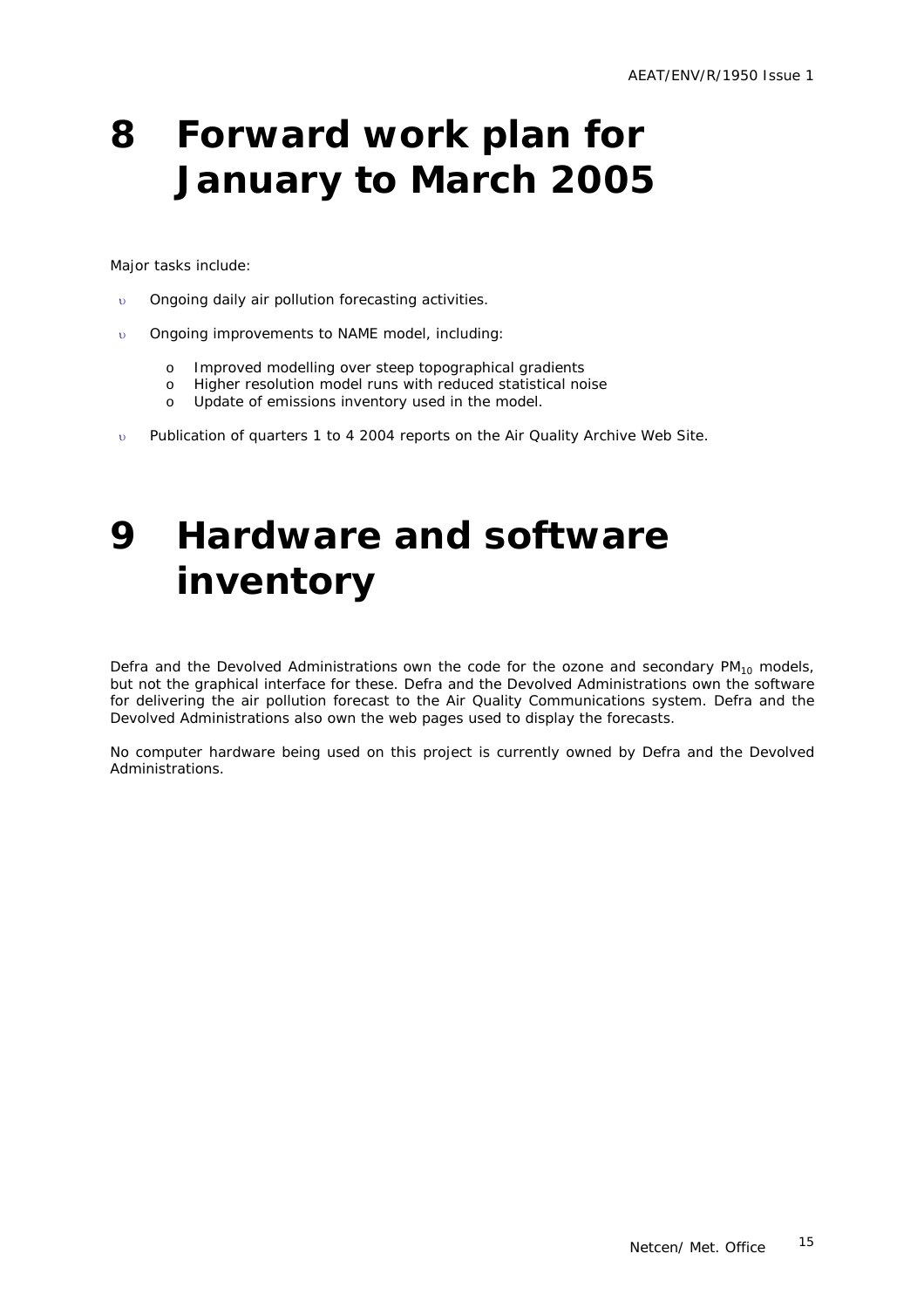# 8 Forward work plan for January to March 2005

Major tasks include:

- Ongoing daily air pollution forecasting activities.
- Ongoing improvements to NAME model, including:
  - Improved modelling over steep topographical gradients
  - Higher resolution model runs with reduced statistical noise
  - Update of emissions inventory used in the model.
- Publication of quarters 1 to 4 2004 reports on the Air Quality Archive Web Site.

# 9 Hardware and software inventory

Defra and the Devolved Administrations own the code for the ozone and secondary $PM_{10}$ models, but not the graphical interface for these. Defra and the Devolved Administrations own the software for delivering the air pollution forecast to the Air Quality Communications system. Defra and the Devolved Administrations also own the web pages used to display the forecasts.

No computer hardware being used on this project is currently owned by Defra and the Devolved Administrations.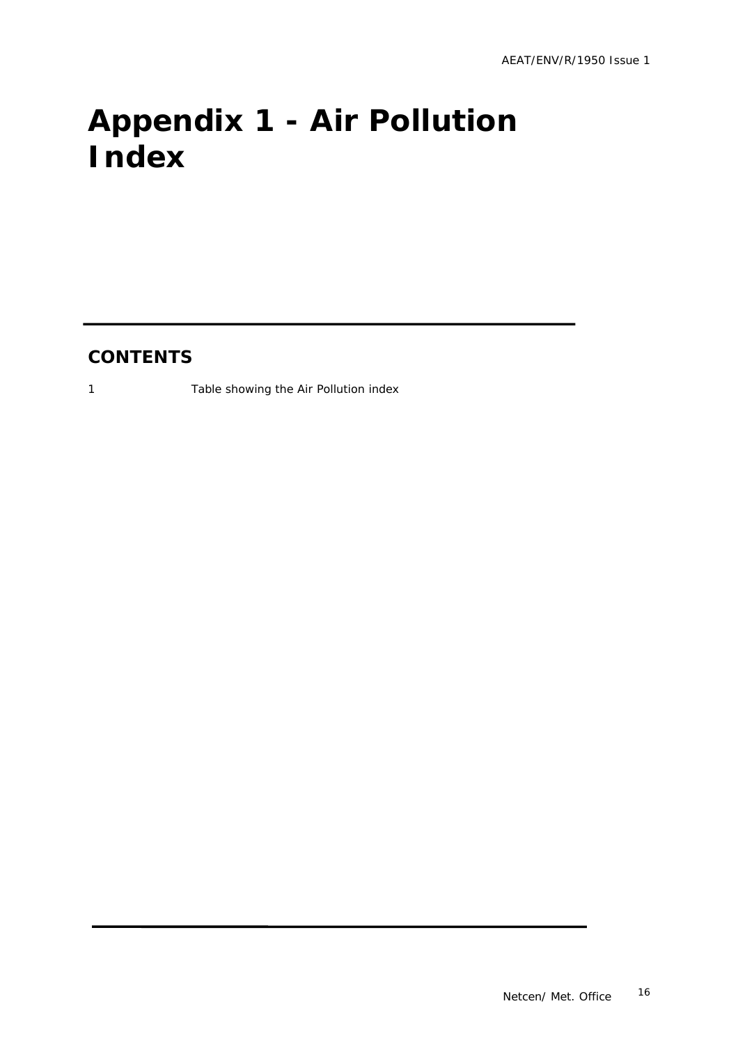# Appendix 1 - Air Pollution Index

## CONTENTS

1 Table showing the Air Pollution index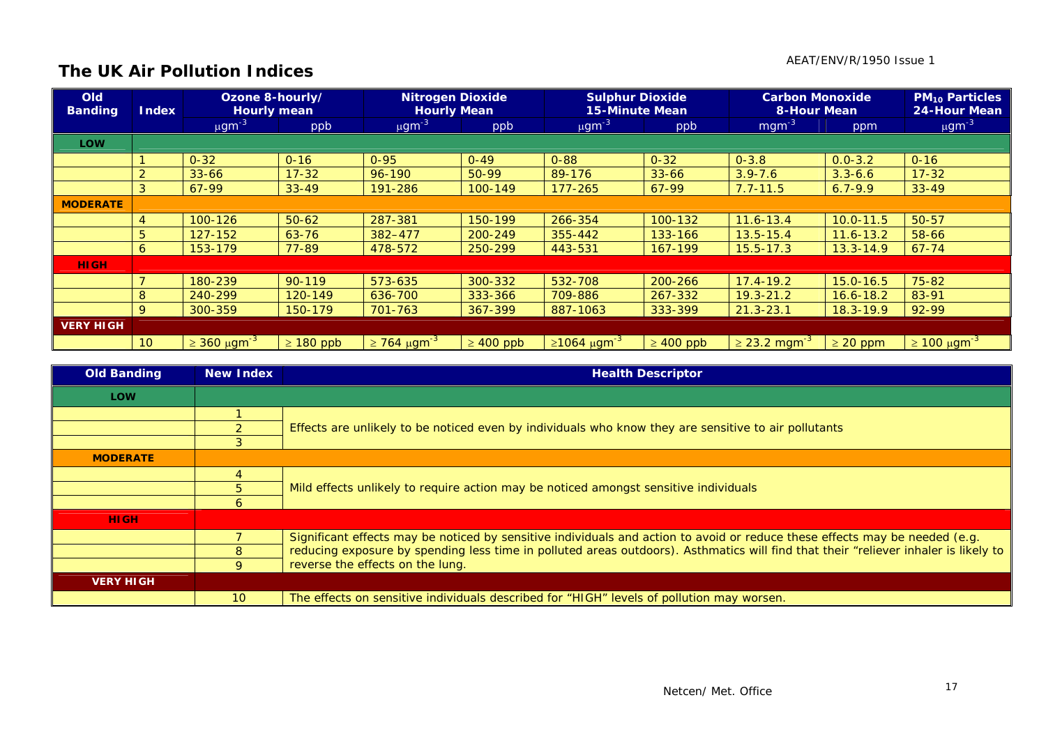# The UK Air Pollution Indices

| Old Banding | Index | Ozone 8-hourly/ Hourly mean | | Nitrogen Dioxide Hourly Mean | | Sulphur Dioxide 15-Minute Mean | | Carbon Monoxide 8-Hour Mean | | $PM_{10}$ Particles 24-Hour Mean |
|---|---|---|---|---|---|---|---|---|---|---|
| | | $\mu gm^{-3}$ | ppb | $\mu gm^{-3}$ | ppb | $\mu gm^{-3}$ | ppb | $mgm^{-3}$ | ppm | $\mu gm^{-3}$ |
| **LOW** | | | | | | | | | | |
| | 1 | 0-32 | 0-16 | 0-95 | 0-49 | 0-88 | 0-32 | 0-3.8 | 0.0-3.2 | 0-16 |
| | 2 | 33-66 | 17-32 | 96-190 | 50-99 | 89-176 | 33-66 | 3.9-7.6 | 3.3-6.6 | 17-32 |
| | 3 | 67-99 | 33-49 | 191-286 | 100-149 | 177-265 | 67-99 | 7.7-11.5 | 6.7-9.9 | 33-49 |
| **MODERATE** | | | | | | | | | | |
| | 4 | 100-126 | 50-62 | 287-381 | 150-199 | 266-354 | 100-132 | 11.6-13.4 | 10.0-11.5 | 50-57 |
| | 5 | 127-152 | 63-76 | 382–477 | 200-249 | 355-442 | 133-166 | 13.5-15.4 | 11.6-13.2 | 58-66 |
| | 6 | 153-179 | 77-89 | 478-572 | 250-299 | 443-531 | 167-199 | 15.5-17.3 | 13.3-14.9 | 67-74 |
| **HIGH** | | | | | | | | | | |
| | 7 | 180-239 | 90-119 | 573-635 | 300-332 | 532-708 | 200-266 | 17.4-19.2 | 15.0-16.5 | 75-82 |
| | 8 | 240-299 | 120-149 | 636-700 | 333-366 | 709-886 | 267-332 | 19.3-21.2 | 16.6-18.2 | 83-91 |
| | 9 | 300-359 | 150-179 | 701-763 | 367-399 | 887-1063 | 333-399 | 21.3-23.1 | 18.3-19.9 | 92-99 |
| **VERY HIGH** | | | | | | | | | | |
| | 10 | $\geq$ 360 $\mu gm^{-3}$ | $\geq$ 180 ppb | $\geq$ 764 $\mu gm^{-3}$ | $\geq$ 400 ppb | $\geq$1064 $\mu gm^{-3}$ | $\geq$ 400 ppb | $\geq$ 23.2 $mgm^{-3}$ | $\geq$ 20 ppm | $\geq$ 100 $\mu gm^{-3}$ |

| Old Banding | New Index | Health Descriptor |
|---|---|---|
| **LOW** | | |
| | 1 | Effects are unlikely to be noticed even by individuals who know they are sensitive to air pollutants |
| | 2 | |
| | 3 | |
| **MODERATE** | | |
| | 4 | Mild effects unlikely to require action may be noticed amongst sensitive individuals |
| | 5 | |
| | 6 | |
| **HIGH** | | |
| | 7 | Significant effects may be noticed by sensitive individuals and action to avoid or reduce these effects may be needed (e.g. reducing exposure by spending less time in polluted areas outdoors). Asthmatics will find that their "reliever inhaler is likely to reverse the effects on the lung. |
| | 8 | |
| | 9 | |
| **VERY HIGH** | | |
| | 10 | The effects on sensitive individuals described for "HIGH" levels of pollution may worsen. |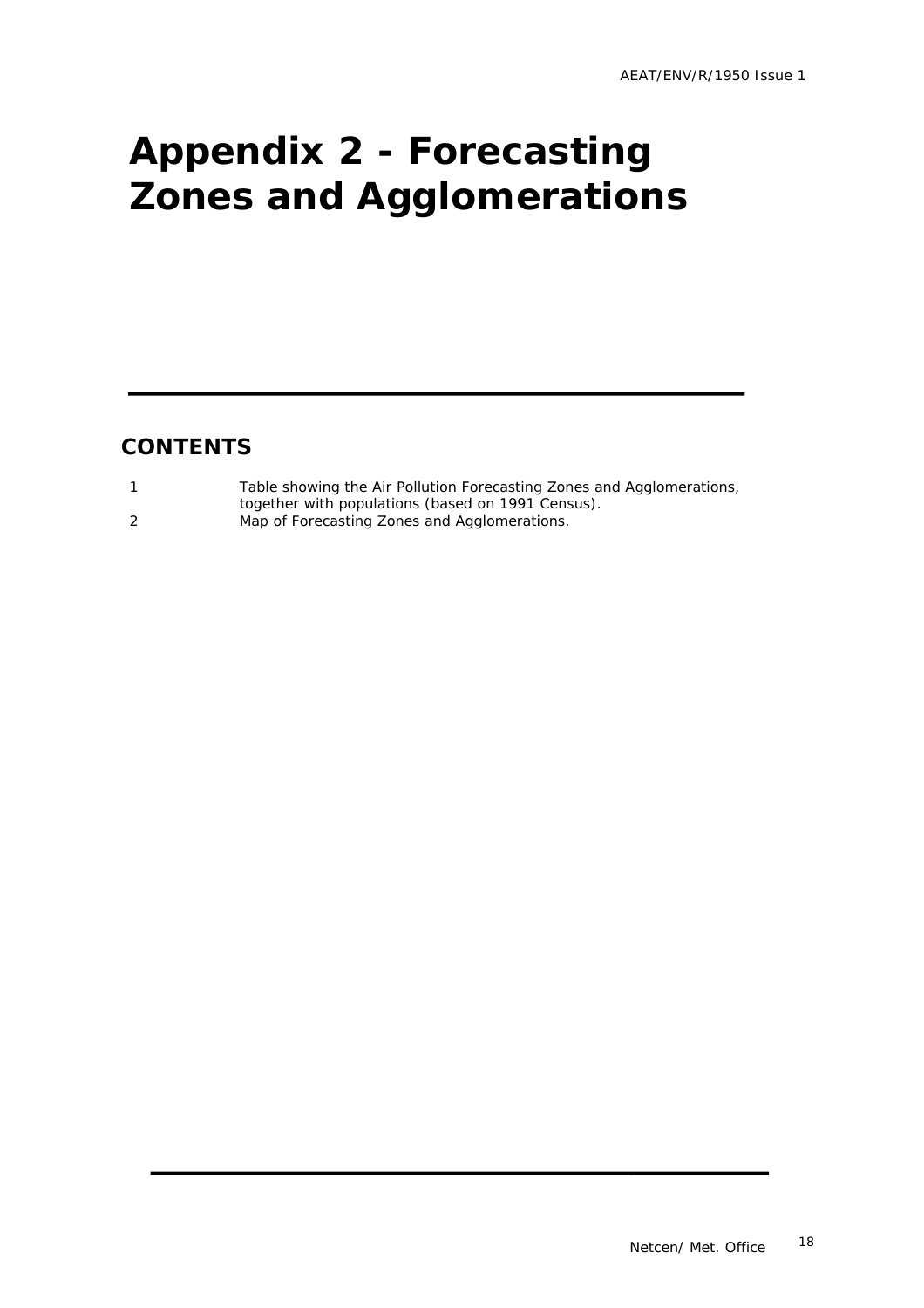# Appendix 2 - Forecasting Zones and Agglomerations

## CONTENTS

1. Table showing the Air Pollution Forecasting Zones and Agglomerations, together with populations (based on 1991 Census).
2. Map of Forecasting Zones and Agglomerations.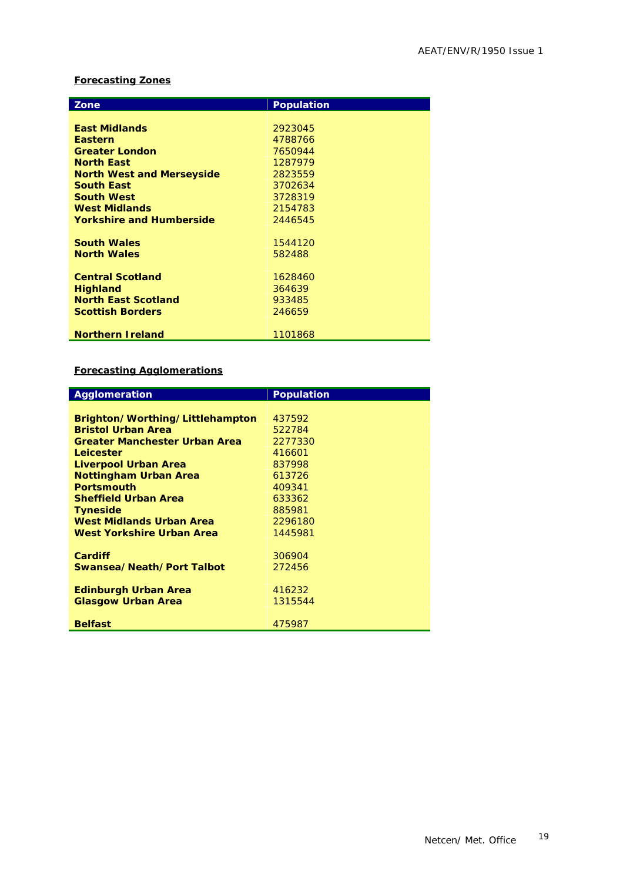**Forecasting Zones**

| Zone | Population |
|---|---|
| **East Midlands** | 2923045 |
| **Eastern** | 4788766 |
| **Greater London** | 7650944 |
| **North East** | 1287979 |
| **North West and Merseyside** | 2823559 |
| **South East** | 3702634 |
| **South West** | 3728319 |
| **West Midlands** | 2154783 |
| **Yorkshire and Humberside** | 2446545 |
| | |
| **South Wales** | 1544120 |
| **North Wales** | 582488 |
| | |
| **Central Scotland** | 1628460 |
| **Highland** | 364639 |
| **North East Scotland** | 933485 |
| **Scottish Borders** | 246659 |
| | |
| **Northern Ireland** | 1101868 |

**Forecasting Agglomerations**

| Agglomeration | Population |
|---|---|
| **Brighton/Worthing/Littlehampton** | 437592 |
| **Bristol Urban Area** | 522784 |
| **Greater Manchester Urban Area** | 2277330 |
| **Leicester** | 416601 |
| **Liverpool Urban Area** | 837998 |
| **Nottingham Urban Area** | 613726 |
| **Portsmouth** | 409341 |
| **Sheffield Urban Area** | 633362 |
| **Tyneside** | 885981 |
| **West Midlands Urban Area** | 2296180 |
| **West Yorkshire Urban Area** | 1445981 |
| | |
| **Cardiff** | 306904 |
| **Swansea/Neath/Port Talbot** | 272456 |
| | |
| **Edinburgh Urban Area** | 416232 |
| **Glasgow Urban Area** | 1315544 |
| | |
| **Belfast** | 475987 |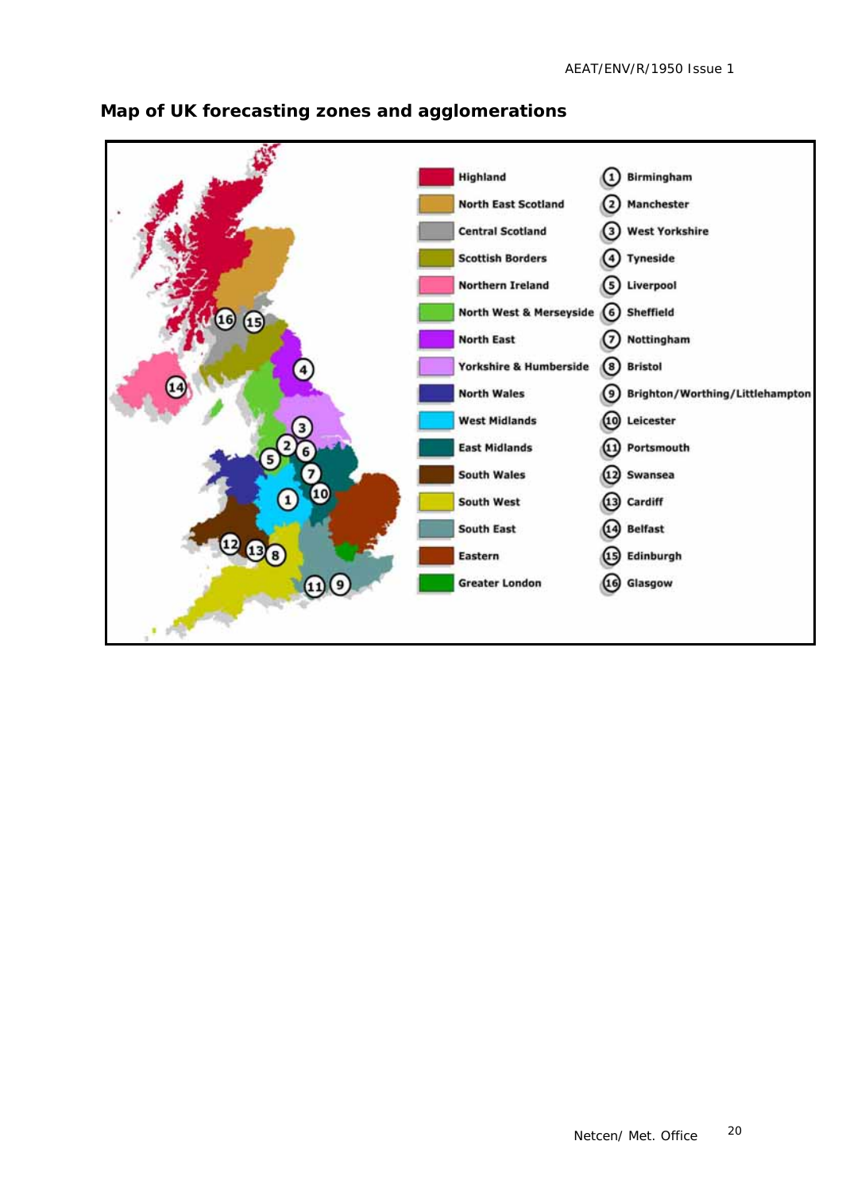## Map of UK forecasting zones and agglomerations

Highland
North East Scotland
Central Scotland
Scottish Borders
Northern Ireland
North West & Merseyside
North East
Yorkshire & Humberside
North Wales
West Midlands
East Midlands
South Wales
South West
South East
Eastern
Greater London

1 Birmingham
2 Manchester
3 West Yorkshire
4 Tyneside
5 Liverpool
6 Sheffield
7 Nottingham
8 Bristol
9 Brighton/Worthing/Littlehampton
10 Leicester
11 Portsmouth
12 Swansea
13 Cardiff
14 Belfast
15 Edinburgh
16 Glasgow